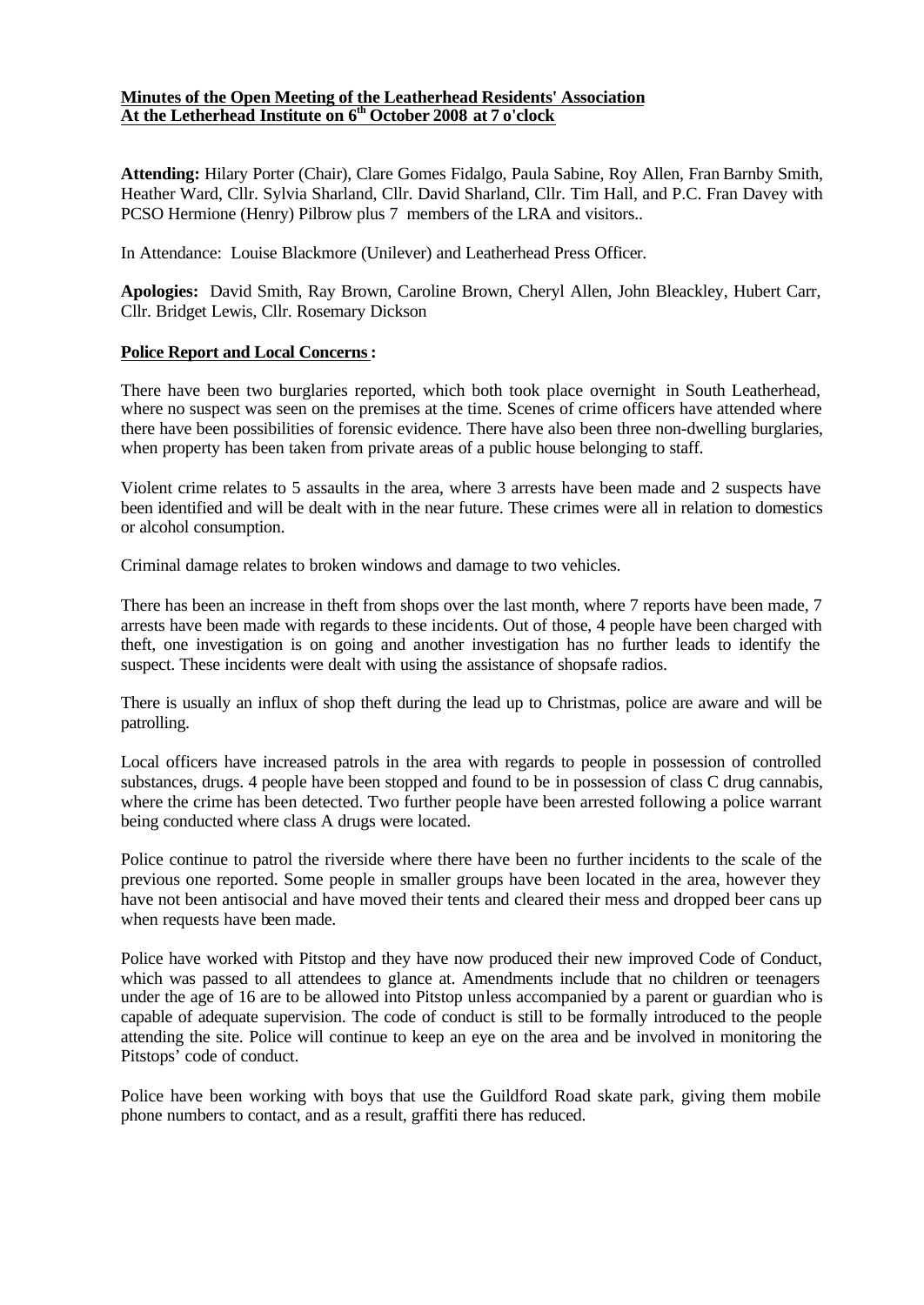**Minutes of the Open Meeting of the Leatherhead Residents' Association**
**At the Letherhead Institute on 6th October 2008 at 7 o'clock**

**Attending:** Hilary Porter (Chair), Clare Gomes Fidalgo, Paula Sabine, Roy Allen, Fran Barnby Smith, Heather Ward, Cllr. Sylvia Sharland, Cllr. David Sharland, Cllr. Tim Hall, and P.C. Fran Davey with PCSO Hermione (Henry) Pilbrow plus 7 members of the LRA and visitors..

In Attendance: Louise Blackmore (Unilever) and Leatherhead Press Officer.

**Apologies:** David Smith, Ray Brown, Caroline Brown, Cheryl Allen, John Bleackley, Hubert Carr, Cllr. Bridget Lewis, Cllr. Rosemary Dickson

**Police Report and Local Concerns :**

There have been two burglaries reported, which both took place overnight in South Leatherhead, where no suspect was seen on the premises at the time. Scenes of crime officers have attended where there have been possibilities of forensic evidence. There have also been three non-dwelling burglaries, when property has been taken from private areas of a public house belonging to staff.

Violent crime relates to 5 assaults in the area, where 3 arrests have been made and 2 suspects have been identified and will be dealt with in the near future. These crimes were all in relation to domestics or alcohol consumption.

Criminal damage relates to broken windows and damage to two vehicles.

There has been an increase in theft from shops over the last month, where 7 reports have been made, 7 arrests have been made with regards to these incidents. Out of those, 4 people have been charged with theft, one investigation is on going and another investigation has no further leads to identify the suspect. These incidents were dealt with using the assistance of shopsafe radios.

There is usually an influx of shop theft during the lead up to Christmas, police are aware and will be patrolling.

Local officers have increased patrols in the area with regards to people in possession of controlled substances, drugs. 4 people have been stopped and found to be in possession of class C drug cannabis, where the crime has been detected. Two further people have been arrested following a police warrant being conducted where class A drugs were located.

Police continue to patrol the riverside where there have been no further incidents to the scale of the previous one reported. Some people in smaller groups have been located in the area, however they have not been antisocial and have moved their tents and cleared their mess and dropped beer cans up when requests have been made.

Police have worked with Pitstop and they have now produced their new improved Code of Conduct, which was passed to all attendees to glance at. Amendments include that no children or teenagers under the age of 16 are to be allowed into Pitstop unless accompanied by a parent or guardian who is capable of adequate supervision. The code of conduct is still to be formally introduced to the people attending the site. Police will continue to keep an eye on the area and be involved in monitoring the Pitstops' code of conduct.

Police have been working with boys that use the Guildford Road skate park, giving them mobile phone numbers to contact, and as a result, graffiti there has reduced.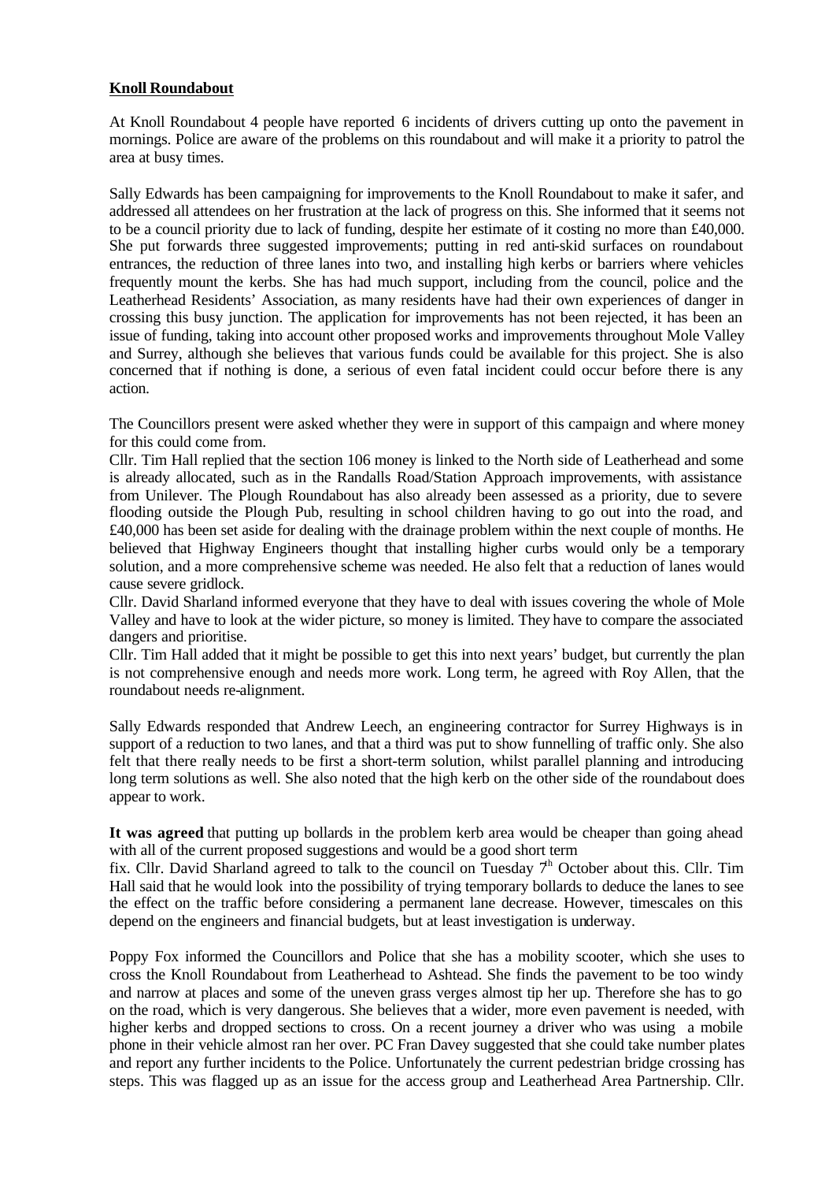**Knoll Roundabout**

At Knoll Roundabout 4 people have reported 6 incidents of drivers cutting up onto the pavement in mornings. Police are aware of the problems on this roundabout and will make it a priority to patrol the area at busy times.

Sally Edwards has been campaigning for improvements to the Knoll Roundabout to make it safer, and addressed all attendees on her frustration at the lack of progress on this. She informed that it seems not to be a council priority due to lack of funding, despite her estimate of it costing no more than £40,000. She put forwards three suggested improvements; putting in red anti-skid surfaces on roundabout entrances, the reduction of three lanes into two, and installing high kerbs or barriers where vehicles frequently mount the kerbs. She has had much support, including from the council, police and the Leatherhead Residents' Association, as many residents have had their own experiences of danger in crossing this busy junction. The application for improvements has not been rejected, it has been an issue of funding, taking into account other proposed works and improvements throughout Mole Valley and Surrey, although she believes that various funds could be available for this project. She is also concerned that if nothing is done, a serious of even fatal incident could occur before there is any action.

The Councillors present were asked whether they were in support of this campaign and where money for this could come from.

Cllr. Tim Hall replied that the section 106 money is linked to the North side of Leatherhead and some is already allocated, such as in the Randalls Road/Station Approach improvements, with assistance from Unilever. The Plough Roundabout has also already been assessed as a priority, due to severe flooding outside the Plough Pub, resulting in school children having to go out into the road, and £40,000 has been set aside for dealing with the drainage problem within the next couple of months. He believed that Highway Engineers thought that installing higher curbs would only be a temporary solution, and a more comprehensive scheme was needed. He also felt that a reduction of lanes would cause severe gridlock.

Cllr. David Sharland informed everyone that they have to deal with issues covering the whole of Mole Valley and have to look at the wider picture, so money is limited. They have to compare the associated dangers and prioritise.

Cllr. Tim Hall added that it might be possible to get this into next years' budget, but currently the plan is not comprehensive enough and needs more work. Long term, he agreed with Roy Allen, that the roundabout needs re-alignment.

Sally Edwards responded that Andrew Leech, an engineering contractor for Surrey Highways is in support of a reduction to two lanes, and that a third was put to show funnelling of traffic only. She also felt that there really needs to be first a short-term solution, whilst parallel planning and introducing long term solutions as well. She also noted that the high kerb on the other side of the roundabout does appear to work.

**It was agreed** that putting up bollards in the problem kerb area would be cheaper than going ahead with all of the current proposed suggestions and would be a good short term fix. Cllr. David Sharland agreed to talk to the council on Tuesday 7th October about this. Cllr. Tim Hall said that he would look into the possibility of trying temporary bollards to deduce the lanes to see the effect on the traffic before considering a permanent lane decrease. However, timescales on this depend on the engineers and financial budgets, but at least investigation is underway.

Poppy Fox informed the Councillors and Police that she has a mobility scooter, which she uses to cross the Knoll Roundabout from Leatherhead to Ashtead. She finds the pavement to be too windy and narrow at places and some of the uneven grass verges almost tip her up. Therefore she has to go on the road, which is very dangerous. She believes that a wider, more even pavement is needed, with higher kerbs and dropped sections to cross. On a recent journey a driver who was using a mobile phone in their vehicle almost ran her over. PC Fran Davey suggested that she could take number plates and report any further incidents to the Police. Unfortunately the current pedestrian bridge crossing has steps. This was flagged up as an issue for the access group and Leatherhead Area Partnership. Cllr.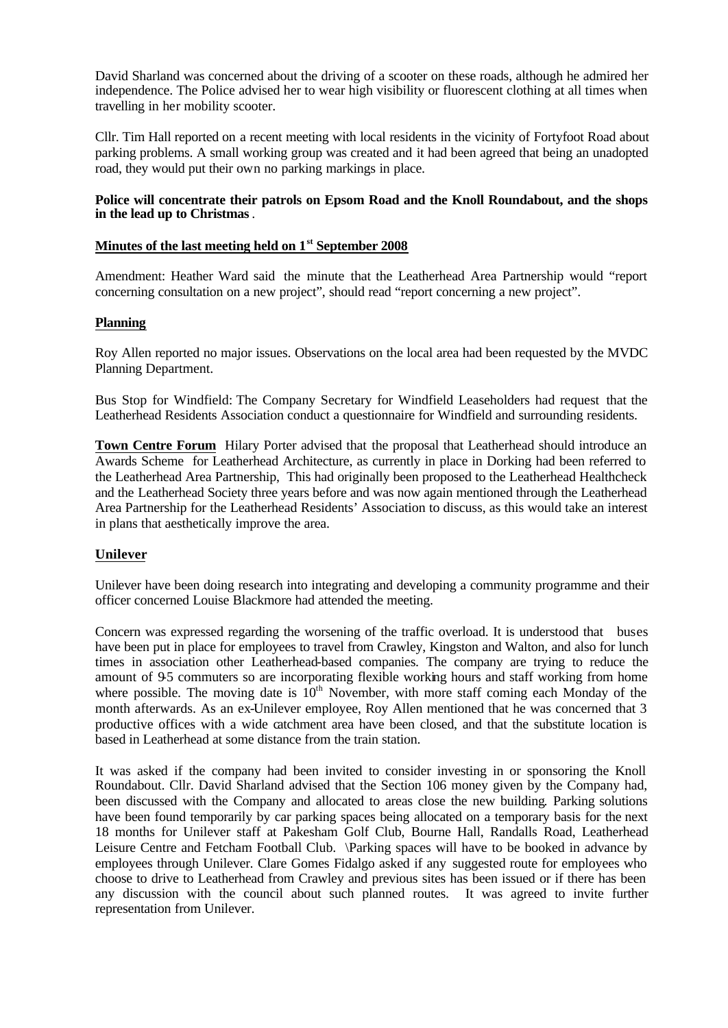David Sharland was concerned about the driving of a scooter on these roads, although he admired her independence. The Police advised her to wear high visibility or fluorescent clothing at all times when travelling in her mobility scooter.

Cllr. Tim Hall reported on a recent meeting with local residents in the vicinity of Fortyfoot Road about parking problems. A small working group was created and it had been agreed that being an unadopted road, they would put their own no parking markings in place.

**Police will concentrate their patrols on Epsom Road and the Knoll Roundabout, and the shops in the lead up to Christmas**.

**Minutes of the last meeting held on 1st September 2008**

Amendment: Heather Ward said the minute that the Leatherhead Area Partnership would "report concerning consultation on a new project", should read "report concerning a new project".

**Planning**

Roy Allen reported no major issues. Observations on the local area had been requested by the MVDC Planning Department.

Bus Stop for Windfield: The Company Secretary for Windfield Leaseholders had request that the Leatherhead Residents Association conduct a questionnaire for Windfield and surrounding residents.

**Town Centre Forum** Hilary Porter advised that the proposal that Leatherhead should introduce an Awards Scheme for Leatherhead Architecture, as currently in place in Dorking had been referred to the Leatherhead Area Partnership, This had originally been proposed to the Leatherhead Healthcheck and the Leatherhead Society three years before and was now again mentioned through the Leatherhead Area Partnership for the Leatherhead Residents' Association to discuss, as this would take an interest in plans that aesthetically improve the area.

**Unilever**

Unilever have been doing research into integrating and developing a community programme and their officer concerned Louise Blackmore had attended the meeting.

Concern was expressed regarding the worsening of the traffic overload. It is understood that buses have been put in place for employees to travel from Crawley, Kingston and Walton, and also for lunch times in association other Leatherhead-based companies. The company are trying to reduce the amount of 9-5 commuters so are incorporating flexible working hours and staff working from home where possible. The moving date is 10th November, with more staff coming each Monday of the month afterwards. As an ex-Unilever employee, Roy Allen mentioned that he was concerned that 3 productive offices with a wide catchment area have been closed, and that the substitute location is based in Leatherhead at some distance from the train station.

It was asked if the company had been invited to consider investing in or sponsoring the Knoll Roundabout. Cllr. David Sharland advised that the Section 106 money given by the Company had, been discussed with the Company and allocated to areas close the new building. Parking solutions have been found temporarily by car parking spaces being allocated on a temporary basis for the next 18 months for Unilever staff at Pakesham Golf Club, Bourne Hall, Randalls Road, Leatherhead Leisure Centre and Fetcham Football Club. \Parking spaces will have to be booked in advance by employees through Unilever. Clare Gomes Fidalgo asked if any suggested route for employees who choose to drive to Leatherhead from Crawley and previous sites has been issued or if there has been any discussion with the council about such planned routes. It was agreed to invite further representation from Unilever.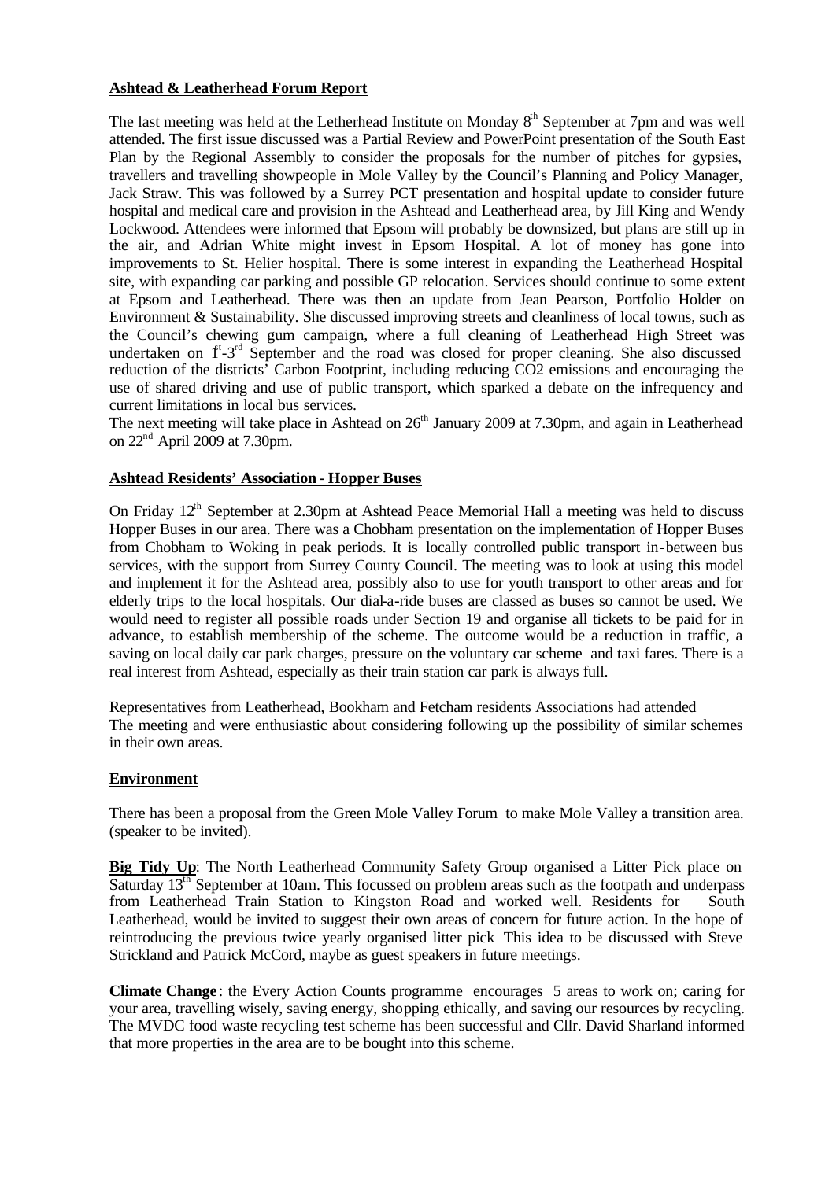**Ashtead & Leatherhead Forum Report**

The last meeting was held at the Letherhead Institute on Monday 8th September at 7pm and was well attended. The first issue discussed was a Partial Review and PowerPoint presentation of the South East Plan by the Regional Assembly to consider the proposals for the number of pitches for gypsies, travellers and travelling showpeople in Mole Valley by the Council's Planning and Policy Manager, Jack Straw. This was followed by a Surrey PCT presentation and hospital update to consider future hospital and medical care and provision in the Ashtead and Leatherhead area, by Jill King and Wendy Lockwood. Attendees were informed that Epsom will probably be downsized, but plans are still up in the air, and Adrian White might invest in Epsom Hospital. A lot of money has gone into improvements to St. Helier hospital. There is some interest in expanding the Leatherhead Hospital site, with expanding car parking and possible GP relocation. Services should continue to some extent at Epsom and Leatherhead. There was then an update from Jean Pearson, Portfolio Holder on Environment & Sustainability. She discussed improving streets and cleanliness of local towns, such as the Council's chewing gum campaign, where a full cleaning of Leatherhead High Street was undertaken on 1st-3rd September and the road was closed for proper cleaning. She also discussed reduction of the districts' Carbon Footprint, including reducing $CO_2$ emissions and encouraging the use of shared driving and use of public transport, which sparked a debate on the infrequency and current limitations in local bus services.

The next meeting will take place in Ashtead on 26th January 2009 at 7.30pm, and again in Leatherhead on 22nd April 2009 at 7.30pm.

**Ashtead Residents' Association - Hopper Buses**

On Friday 12th September at 2.30pm at Ashtead Peace Memorial Hall a meeting was held to discuss Hopper Buses in our area. There was a Chobham presentation on the implementation of Hopper Buses from Chobham to Woking in peak periods. It is locally controlled public transport in-between bus services, with the support from Surrey County Council. The meeting was to look at using this model and implement it for the Ashtead area, possibly also to use for youth transport to other areas and for elderly trips to the local hospitals. Our dial-a-ride buses are classed as buses so cannot be used. We would need to register all possible roads under Section 19 and organise all tickets to be paid for in advance, to establish membership of the scheme. The outcome would be a reduction in traffic, a saving on local daily car park charges, pressure on the voluntary car scheme and taxi fares. There is a real interest from Ashtead, especially as their train station car park is always full.

Representatives from Leatherhead, Bookham and Fetcham residents Associations had attended The meeting and were enthusiastic about considering following up the possibility of similar schemes in their own areas.

**Environment**

There has been a proposal from the Green Mole Valley Forum to make Mole Valley a transition area. (speaker to be invited).

**Big Tidy Up**: The North Leatherhead Community Safety Group organised a Litter Pick place on Saturday 13th September at 10am. This focussed on problem areas such as the footpath and underpass from Leatherhead Train Station to Kingston Road and worked well. Residents for South Leatherhead, would be invited to suggest their own areas of concern for future action. In the hope of reintroducing the previous twice yearly organised litter pick This idea to be discussed with Steve Strickland and Patrick McCord, maybe as guest speakers in future meetings.

**Climate Change**: the Every Action Counts programme encourages 5 areas to work on; caring for your area, travelling wisely, saving energy, shopping ethically, and saving our resources by recycling. The MVDC food waste recycling test scheme has been successful and Cllr. David Sharland informed that more properties in the area are to be bought into this scheme.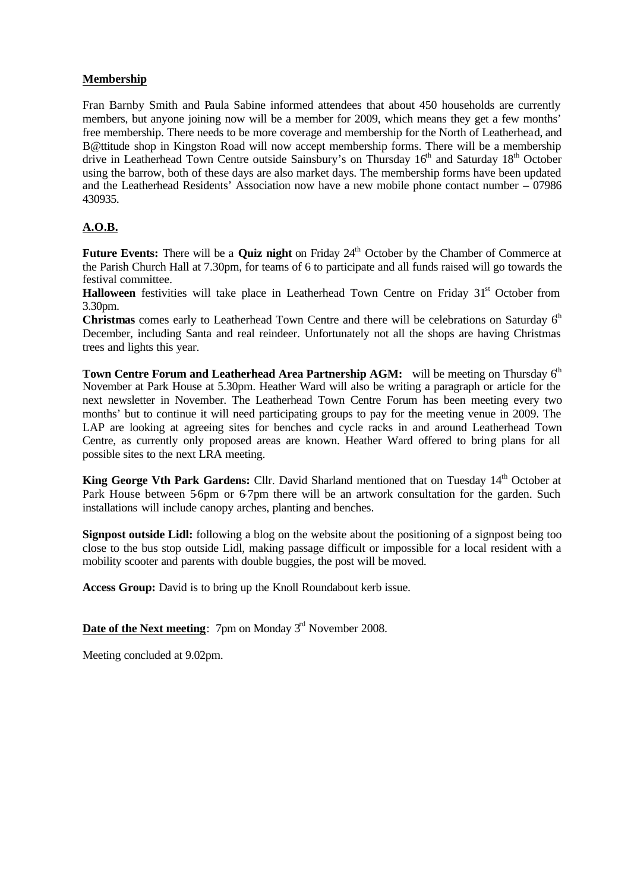**Membership**

Fran Barnby Smith and Paula Sabine informed attendees that about 450 households are currently members, but anyone joining now will be a member for 2009, which means they get a few months' free membership. There needs to be more coverage and membership for the North of Leatherhead, and B@ttitude shop in Kingston Road will now accept membership forms. There will be a membership drive in Leatherhead Town Centre outside Sainsbury's on Thursday 16th and Saturday 18th October using the barrow, both of these days are also market days. The membership forms have been updated and the Leatherhead Residents' Association now have a new mobile phone contact number – 07986 430935.

**A.O.B.**

**Future Events:** There will be a **Quiz night** on Friday 24th October by the Chamber of Commerce at the Parish Church Hall at 7.30pm, for teams of 6 to participate and all funds raised will go towards the festival committee.
**Halloween** festivities will take place in Leatherhead Town Centre on Friday 31st October from 3.30pm.
**Christmas** comes early to Leatherhead Town Centre and there will be celebrations on Saturday 6th December, including Santa and real reindeer. Unfortunately not all the shops are having Christmas trees and lights this year.

**Town Centre Forum and Leatherhead Area Partnership AGM:** will be meeting on Thursday 6th November at Park House at 5.30pm. Heather Ward will also be writing a paragraph or article for the next newsletter in November. The Leatherhead Town Centre Forum has been meeting every two months' but to continue it will need participating groups to pay for the meeting venue in 2009. The LAP are looking at agreeing sites for benches and cycle racks in and around Leatherhead Town Centre, as currently only proposed areas are known. Heather Ward offered to bring plans for all possible sites to the next LRA meeting.

**King George Vth Park Gardens:** Cllr. David Sharland mentioned that on Tuesday 14th October at Park House between 5-6pm or 6-7pm there will be an artwork consultation for the garden. Such installations will include canopy arches, planting and benches.

**Signpost outside Lidl:** following a blog on the website about the positioning of a signpost being too close to the bus stop outside Lidl, making passage difficult or impossible for a local resident with a mobility scooter and parents with double buggies, the post will be moved.

**Access Group:** David is to bring up the Knoll Roundabout kerb issue.

**Date of the Next meeting**: 7pm on Monday 3rd November 2008.

Meeting concluded at 9.02pm.